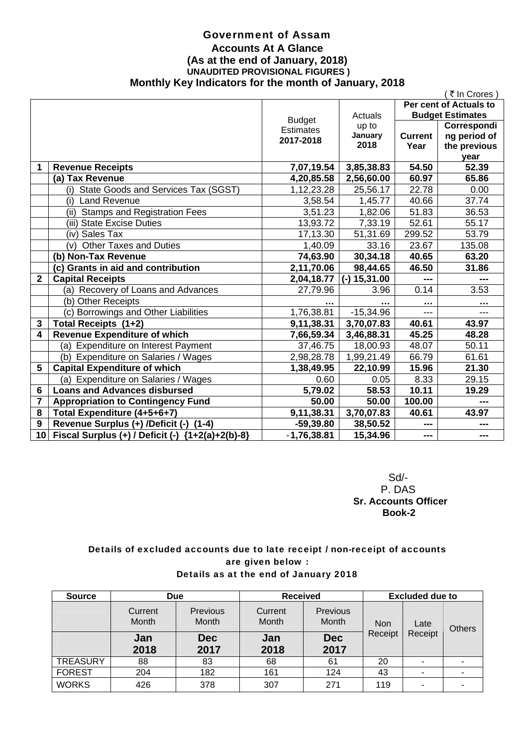# Government of Assam

## Accounts At A Glance

### (As at the end of January, 2018)

**UNAUDITED PROVISIONAL FIGURES )**

### Monthly Key Indicators for the month of January, 2018

( ₹ In Crores )

| | | Budget Estimates 2017-2018 | Actuals up to January 2018 | Per cent of Actuals to Budget Estimates | |
|---|---|---|---|---|---|
| | | | | Current Year | Corresponding period of the previous year |
| **1** | **Revenue Receipts** | **7,07,19.54** | **3,85,38.83** | **54.50** | **52.39** |
| | **(a) Tax Revenue** | **4,20,85.58** | **2,56,60.00** | **60.97** | **65.86** |
| | (i) State Goods and Services Tax (SGST) | 1,12,23.28 | 25,56.17 | 22.78 | 0.00 |
| | (i) Land Revenue | 3,58.54 | 1,45.77 | 40.66 | 37.74 |
| | (ii) Stamps and Registration Fees | 3,51.23 | 1,82.06 | 51.83 | 36.53 |
| | (iii) State Excise Duties | 13,93.72 | 7,33.19 | 52.61 | 55.17 |
| | (iv) Sales Tax | 17,13.30 | 51,31.69 | 299.52 | 53.79 |
| | (v) Other Taxes and Duties | 1,40.09 | 33.16 | 23.67 | 135.08 |
| | **(b) Non-Tax Revenue** | **74,63.90** | **30,34.18** | **40.65** | **63.20** |
| | **(c) Grants in aid and contribution** | **2,11,70.06** | **98,44.65** | **46.50** | **31.86** |
| **2** | **Capital Receipts** | **2,04,18.77** | **(-) 15,31.00** | **---** | **---** |
| | (a) Recovery of Loans and Advances | 27,79.96 | 3.96 | 0.14 | 3.53 |
| | (b) Other Receipts | ... | ... | ... | ... |
| | (c) Borrowings and Other Liabilities | 1,76,38.81 | -15,34.96 | --- | --- |
| **3** | **Total Receipts (1+2)** | **9,11,38.31** | **3,70,07.83** | **40.61** | **43.97** |
| **4** | **Revenue Expenditure of which** | **7,66,59.34** | **3,46,88.31** | **45.25** | **48.28** |
| | (a) Expenditure on Interest Payment | 37,46.75 | 18,00.93 | 48.07 | 50.11 |
| | (b) Expenditure on Salaries / Wages | 2,98,28.78 | 1,99,21.49 | 66.79 | 61.61 |
| **5** | **Capital Expenditure of which** | **1,38,49.95** | **22,10.99** | **15.96** | **21.30** |
| | (a) Expenditure on Salaries / Wages | 0.60 | 0.05 | 8.33 | 29.15 |
| **6** | **Loans and Advances disbursed** | **5,79.02** | **58.53** | **10.11** | **19.29** |
| **7** | **Appropriation to Contingency Fund** | **50.00** | **50.00** | **100.00** | **---** |
| **8** | **Total Expenditure (4+5+6+7)** | **9,11,38.31** | **3,70,07.83** | **40.61** | **43.97** |
| **9** | **Revenue Surplus (+) /Deficit (-) (1-4)** | **-59,39.80** | **38,50.52** | **---** | **---** |
| **10** | **Fiscal Surplus (+) / Deficit (-) {1+2(a)+2(b)-8}** | **-1,76,38.81** | **15,34.96** | **---** | **---** |

Sd/-
P. DAS
**Sr. Accounts Officer**
**Book-2**

**Details of excluded accounts due to late receipt / non-receipt of accounts are given below :**

**Details as at the end of January 2018**

| Source | Due | | Received | | Excluded due to | | |
|---|---|---|---|---|---|---|---|
| | Current Month | Previous Month | Current Month | Previous Month | Non Receipt | Late Receipt | Others |
| | **Jan 2018** | **Dec 2017** | **Jan 2018** | **Dec 2017** | | | |
| TREASURY | 88 | 83 | 68 | 61 | 20 | - | - |
| FOREST | 204 | 182 | 161 | 124 | 43 | - | - |
| WORKS | 426 | 378 | 307 | 271 | 119 | - | - |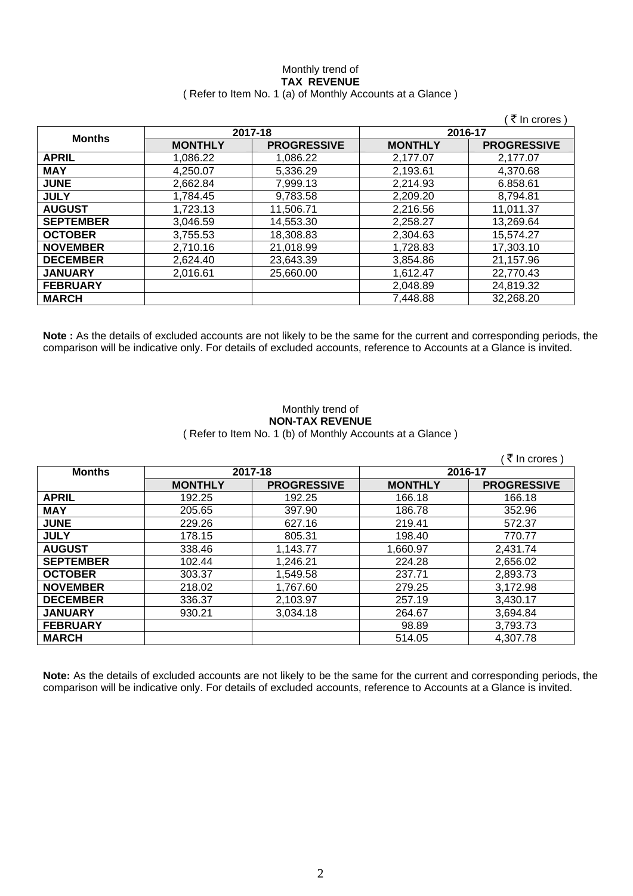Monthly trend of

**TAX REVENUE**

( Refer to Item No. 1 (a) of Monthly Accounts at a Glance )

( ₹ In crores )

| Months | 2017-18 | | 2016-17 | |
|---|---|---|---|---|
| | **MONTHLY** | **PROGRESSIVE** | **MONTHLY** | **PROGRESSIVE** |
| **APRIL** | 1,086.22 | 1,086.22 | 2,177.07 | 2,177.07 |
| **MAY** | 4,250.07 | 5,336.29 | 2,193.61 | 4,370.68 |
| **JUNE** | 2,662.84 | 7,999.13 | 2,214.93 | 6.858.61 |
| **JULY** | 1,784.45 | 9,783.58 | 2,209.20 | 8,794.81 |
| **AUGUST** | 1,723.13 | 11,506.71 | 2,216.56 | 11,011.37 |
| **SEPTEMBER** | 3,046.59 | 14,553.30 | 2,258.27 | 13,269.64 |
| **OCTOBER** | 3,755.53 | 18,308.83 | 2,304.63 | 15,574.27 |
| **NOVEMBER** | 2,710.16 | 21,018.99 | 1,728.83 | 17,303.10 |
| **DECEMBER** | 2,624.40 | 23,643.39 | 3,854.86 | 21,157.96 |
| **JANUARY** | 2,016.61 | 25,660.00 | 1,612.47 | 22,770.43 |
| **FEBRUARY** | | | 2,048.89 | 24,819.32 |
| **MARCH** | | | 7,448.88 | 32,268.20 |

**Note :** As the details of excluded accounts are not likely to be the same for the current and corresponding periods, the comparison will be indicative only. For details of excluded accounts, reference to Accounts at a Glance is invited.

Monthly trend of

**NON-TAX REVENUE**

( Refer to Item No. 1 (b) of Monthly Accounts at a Glance )

( ₹ In crores )

| Months | 2017-18 | | 2016-17 | |
|---|---|---|---|---|
| | **MONTHLY** | **PROGRESSIVE** | **MONTHLY** | **PROGRESSIVE** |
| **APRIL** | 192.25 | 192.25 | 166.18 | 166.18 |
| **MAY** | 205.65 | 397.90 | 186.78 | 352.96 |
| **JUNE** | 229.26 | 627.16 | 219.41 | 572.37 |
| **JULY** | 178.15 | 805.31 | 198.40 | 770.77 |
| **AUGUST** | 338.46 | 1,143.77 | 1,660.97 | 2,431.74 |
| **SEPTEMBER** | 102.44 | 1,246.21 | 224.28 | 2,656.02 |
| **OCTOBER** | 303.37 | 1,549.58 | 237.71 | 2,893.73 |
| **NOVEMBER** | 218.02 | 1,767.60 | 279.25 | 3,172.98 |
| **DECEMBER** | 336.37 | 2,103.97 | 257.19 | 3,430.17 |
| **JANUARY** | 930.21 | 3,034.18 | 264.67 | 3,694.84 |
| **FEBRUARY** | | | 98.89 | 3,793.73 |
| **MARCH** | | | 514.05 | 4,307.78 |

**Note:** As the details of excluded accounts are not likely to be the same for the current and corresponding periods, the comparison will be indicative only. For details of excluded accounts, reference to Accounts at a Glance is invited.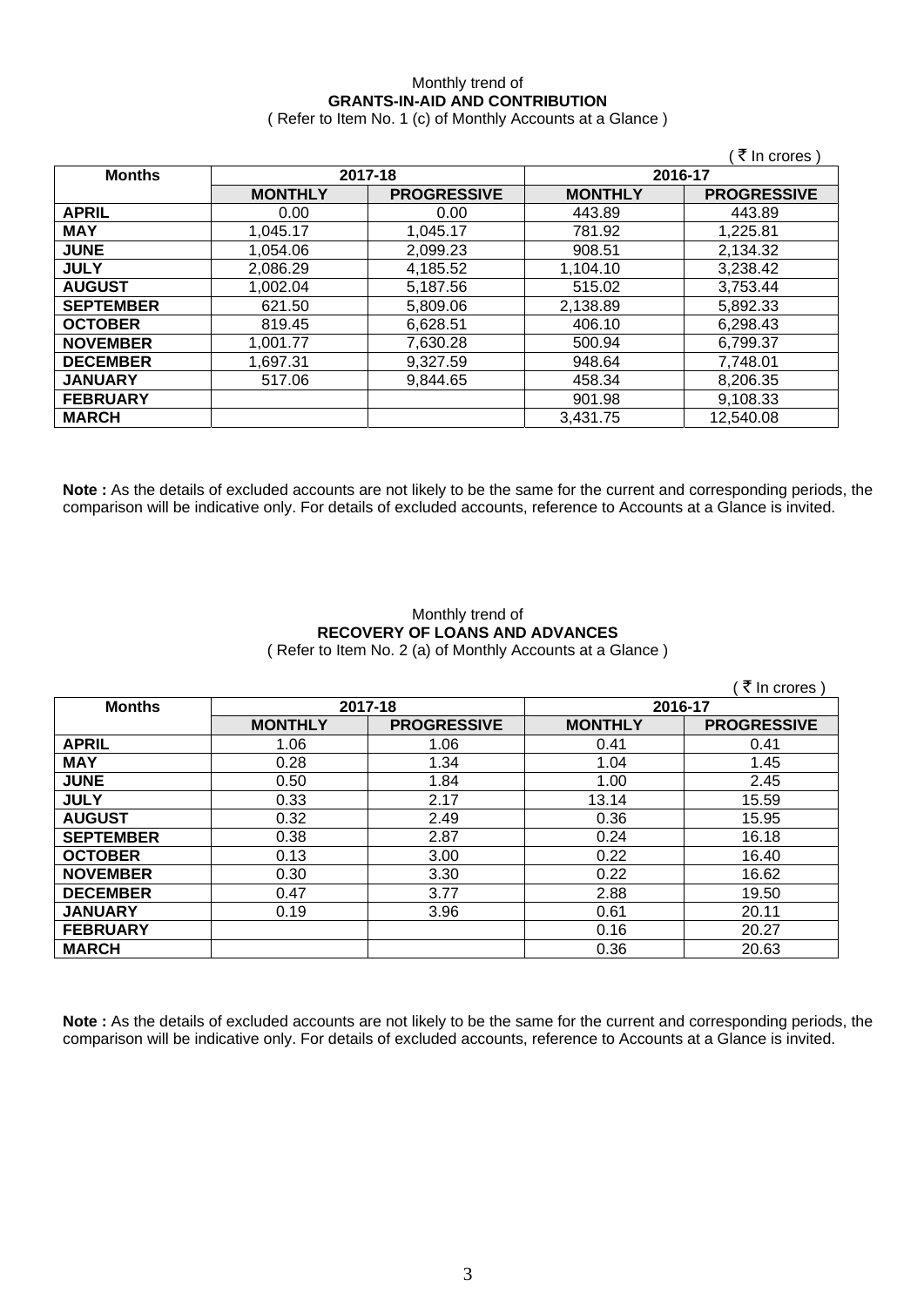Monthly trend of

**GRANTS-IN-AID AND CONTRIBUTION**

( Refer to Item No. 1 (c) of Monthly Accounts at a Glance )

( ₹ In crores )

| Months | 2017-18 | | 2016-17 | |
|---|---|---|---|---|
| | **MONTHLY** | **PROGRESSIVE** | **MONTHLY** | **PROGRESSIVE** |
| **APRIL** | 0.00 | 0.00 | 443.89 | 443.89 |
| **MAY** | 1,045.17 | 1,045.17 | 781.92 | 1,225.81 |
| **JUNE** | 1,054.06 | 2,099.23 | 908.51 | 2,134.32 |
| **JULY** | 2,086.29 | 4,185.52 | 1,104.10 | 3,238.42 |
| **AUGUST** | 1,002.04 | 5,187.56 | 515.02 | 3,753.44 |
| **SEPTEMBER** | 621.50 | 5,809.06 | 2,138.89 | 5,892.33 |
| **OCTOBER** | 819.45 | 6,628.51 | 406.10 | 6,298.43 |
| **NOVEMBER** | 1,001.77 | 7,630.28 | 500.94 | 6,799.37 |
| **DECEMBER** | 1,697.31 | 9,327.59 | 948.64 | 7,748.01 |
| **JANUARY** | 517.06 | 9,844.65 | 458.34 | 8,206.35 |
| **FEBRUARY** | | | 901.98 | 9,108.33 |
| **MARCH** | | | 3,431.75 | 12,540.08 |

**Note :** As the details of excluded accounts are not likely to be the same for the current and corresponding periods, the comparison will be indicative only. For details of excluded accounts, reference to Accounts at a Glance is invited.

Monthly trend of

**RECOVERY OF LOANS AND ADVANCES**

( Refer to Item No. 2 (a) of Monthly Accounts at a Glance )

( ₹ In crores )

| Months | 2017-18 | | 2016-17 | |
|---|---|---|---|---|
| | **MONTHLY** | **PROGRESSIVE** | **MONTHLY** | **PROGRESSIVE** |
| **APRIL** | 1.06 | 1.06 | 0.41 | 0.41 |
| **MAY** | 0.28 | 1.34 | 1.04 | 1.45 |
| **JUNE** | 0.50 | 1.84 | 1.00 | 2.45 |
| **JULY** | 0.33 | 2.17 | 13.14 | 15.59 |
| **AUGUST** | 0.32 | 2.49 | 0.36 | 15.95 |
| **SEPTEMBER** | 0.38 | 2.87 | 0.24 | 16.18 |
| **OCTOBER** | 0.13 | 3.00 | 0.22 | 16.40 |
| **NOVEMBER** | 0.30 | 3.30 | 0.22 | 16.62 |
| **DECEMBER** | 0.47 | 3.77 | 2.88 | 19.50 |
| **JANUARY** | 0.19 | 3.96 | 0.61 | 20.11 |
| **FEBRUARY** | | | 0.16 | 20.27 |
| **MARCH** | | | 0.36 | 20.63 |

**Note :** As the details of excluded accounts are not likely to be the same for the current and corresponding periods, the comparison will be indicative only. For details of excluded accounts, reference to Accounts at a Glance is invited.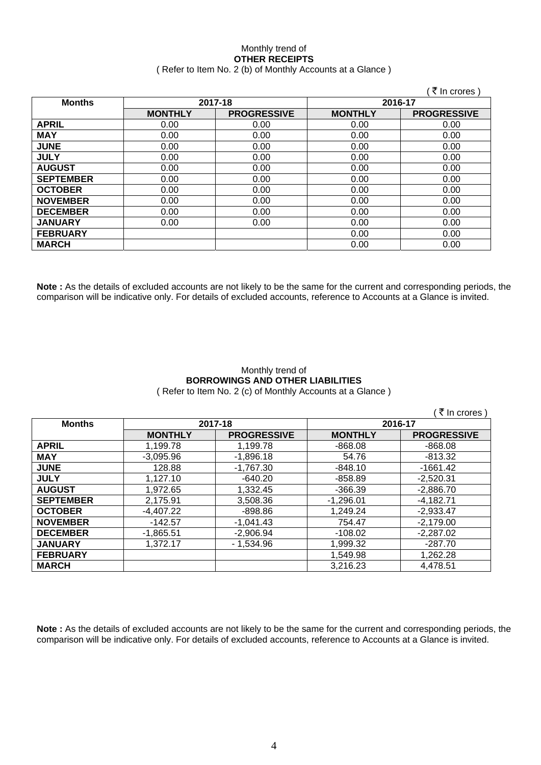Monthly trend of
**OTHER RECEIPTS**
( Refer to Item No. 2 (b) of Monthly Accounts at a Glance )

( ₹ In crores )

| Months | 2017-18 | | 2016-17 | |
|---|---|---|---|---|
| | **MONTHLY** | **PROGRESSIVE** | **MONTHLY** | **PROGRESSIVE** |
| **APRIL** | 0.00 | 0.00 | 0.00 | 0.00 |
| **MAY** | 0.00 | 0.00 | 0.00 | 0.00 |
| **JUNE** | 0.00 | 0.00 | 0.00 | 0.00 |
| **JULY** | 0.00 | 0.00 | 0.00 | 0.00 |
| **AUGUST** | 0.00 | 0.00 | 0.00 | 0.00 |
| **SEPTEMBER** | 0.00 | 0.00 | 0.00 | 0.00 |
| **OCTOBER** | 0.00 | 0.00 | 0.00 | 0.00 |
| **NOVEMBER** | 0.00 | 0.00 | 0.00 | 0.00 |
| **DECEMBER** | 0.00 | 0.00 | 0.00 | 0.00 |
| **JANUARY** | 0.00 | 0.00 | 0.00 | 0.00 |
| **FEBRUARY** | | | 0.00 | 0.00 |
| **MARCH** | | | 0.00 | 0.00 |

**Note :** As the details of excluded accounts are not likely to be the same for the current and corresponding periods, the comparison will be indicative only. For details of excluded accounts, reference to Accounts at a Glance is invited.

Monthly trend of
**BORROWINGS AND OTHER LIABILITIES**
( Refer to Item No. 2 (c) of Monthly Accounts at a Glance )

( ₹ In crores )

| Months | 2017-18 | | 2016-17 | |
|---|---|---|---|---|
| | **MONTHLY** | **PROGRESSIVE** | **MONTHLY** | **PROGRESSIVE** |
| **APRIL** | 1,199.78 | 1,199.78 | -868.08 | -868.08 |
| **MAY** | -3,095.96 | -1,896.18 | 54.76 | -813.32 |
| **JUNE** | 128.88 | -1,767.30 | -848.10 | -1661.42 |
| **JULY** | 1,127.10 | -640.20 | -858.89 | -2,520.31 |
| **AUGUST** | 1,972.65 | 1,332.45 | -366.39 | -2,886.70 |
| **SEPTEMBER** | 2,175.91 | 3,508.36 | -1,296.01 | -4,182.71 |
| **OCTOBER** | -4,407.22 | -898.86 | 1,249.24 | -2,933.47 |
| **NOVEMBER** | -142.57 | -1,041.43 | 754.47 | -2,179.00 |
| **DECEMBER** | -1,865.51 | -2,906.94 | -108.02 | -2,287.02 |
| **JANUARY** | 1,372.17 | - 1,534.96 | 1,999.32 | -287.70 |
| **FEBRUARY** | | | 1,549.98 | 1,262.28 |
| **MARCH** | | | 3,216.23 | 4,478.51 |

**Note :** As the details of excluded accounts are not likely to be the same for the current and corresponding periods, the comparison will be indicative only. For details of excluded accounts, reference to Accounts at a Glance is invited.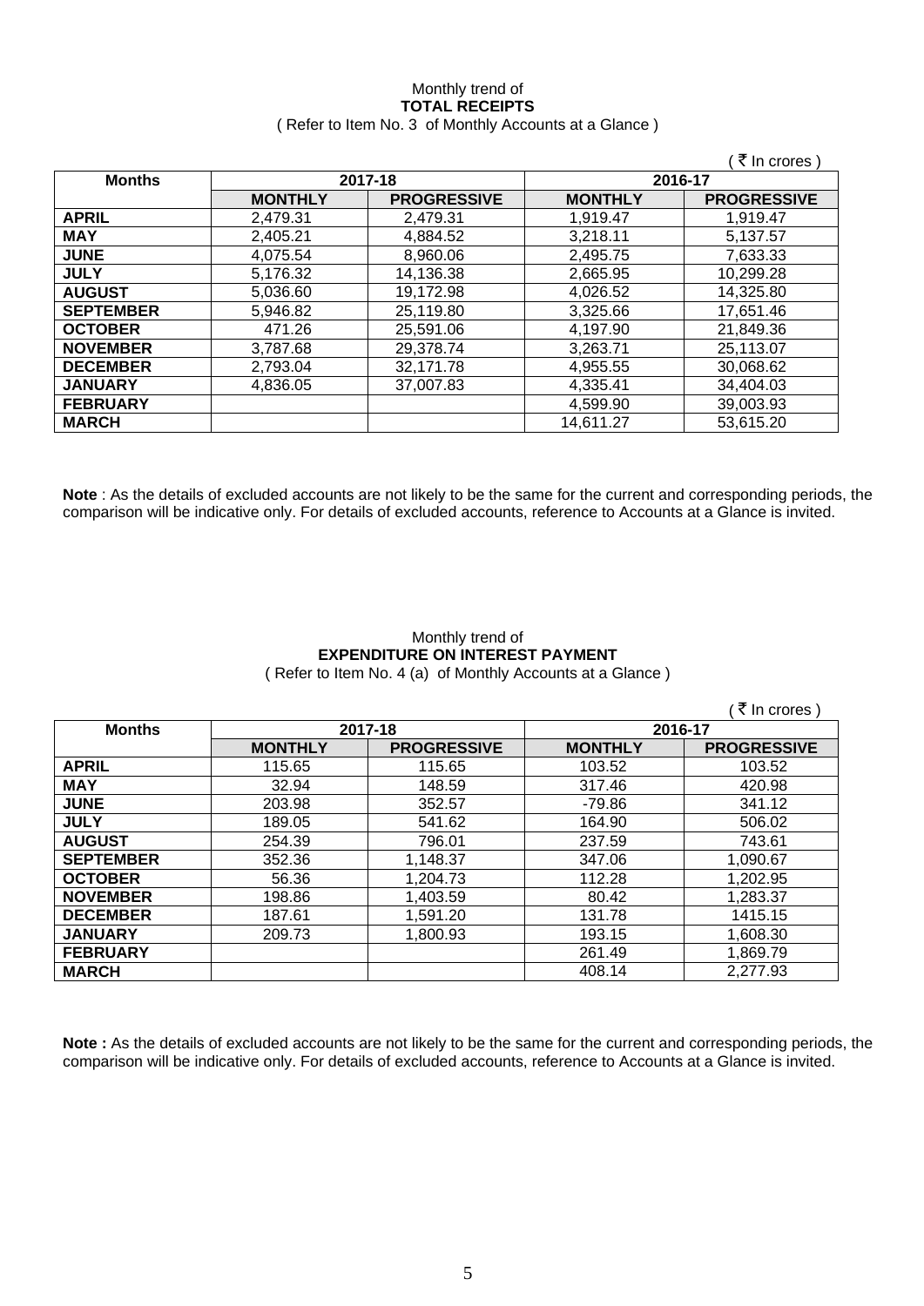Monthly trend of
**TOTAL RECEIPTS**
( Refer to Item No. 3 of Monthly Accounts at a Glance )

( ₹ In crores )

| Months | 2017-18 | | 2016-17 | |
|---|---|---|---|---|
| | **MONTHLY** | **PROGRESSIVE** | **MONTHLY** | **PROGRESSIVE** |
| **APRIL** | 2,479.31 | 2,479.31 | 1,919.47 | 1,919.47 |
| **MAY** | 2,405.21 | 4,884.52 | 3,218.11 | 5,137.57 |
| **JUNE** | 4,075.54 | 8,960.06 | 2,495.75 | 7,633.33 |
| **JULY** | 5,176.32 | 14,136.38 | 2,665.95 | 10,299.28 |
| **AUGUST** | 5,036.60 | 19,172.98 | 4,026.52 | 14,325.80 |
| **SEPTEMBER** | 5,946.82 | 25,119.80 | 3,325.66 | 17,651.46 |
| **OCTOBER** | 471.26 | 25,591.06 | 4,197.90 | 21,849.36 |
| **NOVEMBER** | 3,787.68 | 29,378.74 | 3,263.71 | 25,113.07 |
| **DECEMBER** | 2,793.04 | 32,171.78 | 4,955.55 | 30,068.62 |
| **JANUARY** | 4,836.05 | 37,007.83 | 4,335.41 | 34,404.03 |
| **FEBRUARY** | | | 4,599.90 | 39,003.93 |
| **MARCH** | | | 14,611.27 | 53,615.20 |

**Note** : As the details of excluded accounts are not likely to be the same for the current and corresponding periods, the comparison will be indicative only. For details of excluded accounts, reference to Accounts at a Glance is invited.

Monthly trend of
**EXPENDITURE ON INTEREST PAYMENT**
( Refer to Item No. 4 (a) of Monthly Accounts at a Glance )

( ₹ In crores )

| Months | 2017-18 | | 2016-17 | |
|---|---|---|---|---|
| | **MONTHLY** | **PROGRESSIVE** | **MONTHLY** | **PROGRESSIVE** |
| **APRIL** | 115.65 | 115.65 | 103.52 | 103.52 |
| **MAY** | 32.94 | 148.59 | 317.46 | 420.98 |
| **JUNE** | 203.98 | 352.57 | -79.86 | 341.12 |
| **JULY** | 189.05 | 541.62 | 164.90 | 506.02 |
| **AUGUST** | 254.39 | 796.01 | 237.59 | 743.61 |
| **SEPTEMBER** | 352.36 | 1,148.37 | 347.06 | 1,090.67 |
| **OCTOBER** | 56.36 | 1,204.73 | 112.28 | 1,202.95 |
| **NOVEMBER** | 198.86 | 1,403.59 | 80.42 | 1,283.37 |
| **DECEMBER** | 187.61 | 1,591.20 | 131.78 | 1415.15 |
| **JANUARY** | 209.73 | 1,800.93 | 193.15 | 1,608.30 |
| **FEBRUARY** | | | 261.49 | 1,869.79 |
| **MARCH** | | | 408.14 | 2,277.93 |

**Note :** As the details of excluded accounts are not likely to be the same for the current and corresponding periods, the comparison will be indicative only. For details of excluded accounts, reference to Accounts at a Glance is invited.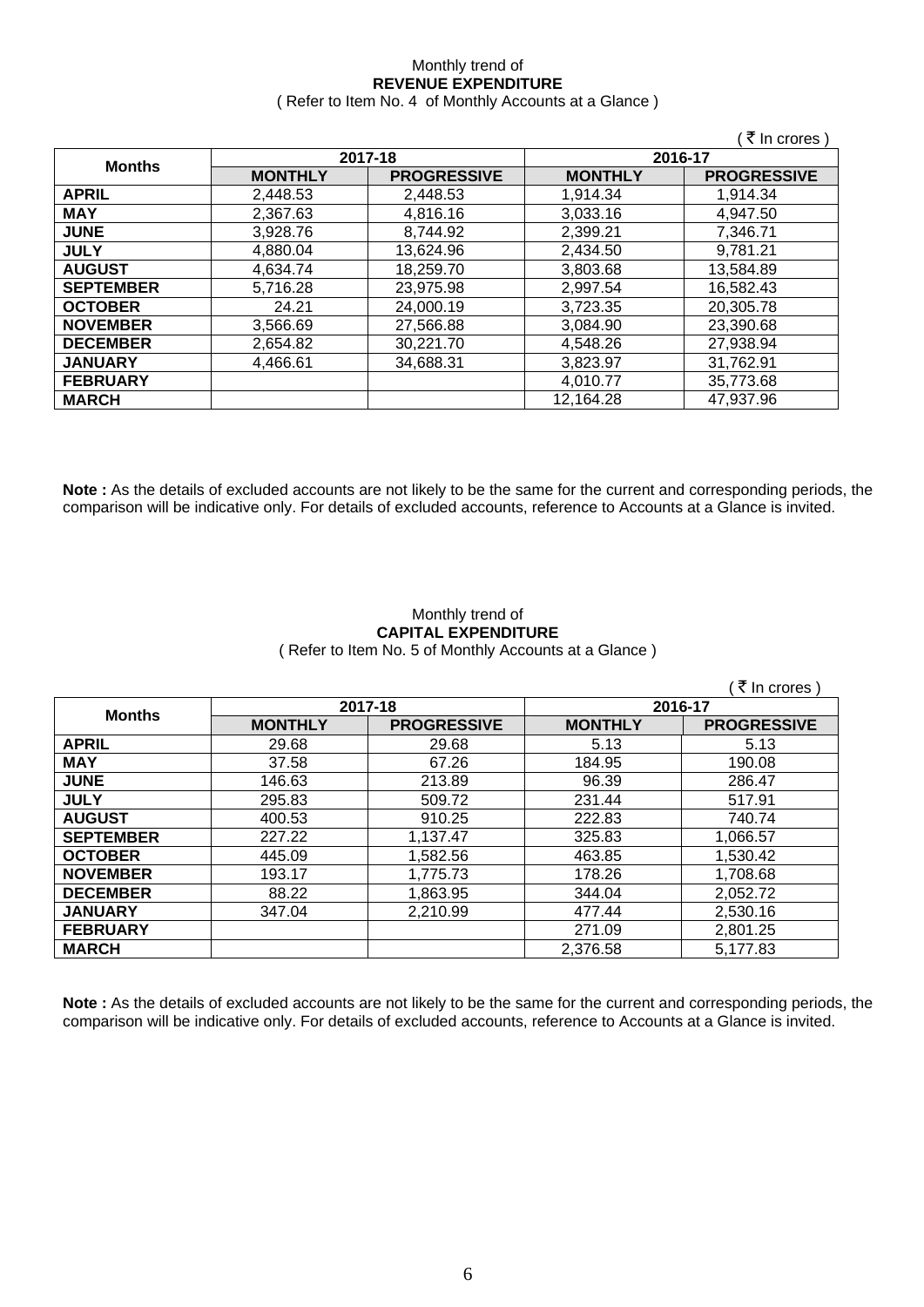Monthly trend of
**REVENUE EXPENDITURE**
( Refer to Item No. 4 of Monthly Accounts at a Glance )

( ₹ In crores )

| Months | 2017-18 | | 2016-17 | |
|---|---|---|---|---|
| | **MONTHLY** | **PROGRESSIVE** | **MONTHLY** | **PROGRESSIVE** |
| **APRIL** | 2,448.53 | 2,448.53 | 1,914.34 | 1,914.34 |
| **MAY** | 2,367.63 | 4,816.16 | 3,033.16 | 4,947.50 |
| **JUNE** | 3,928.76 | 8,744.92 | 2,399.21 | 7,346.71 |
| **JULY** | 4,880.04 | 13,624.96 | 2,434.50 | 9,781.21 |
| **AUGUST** | 4,634.74 | 18,259.70 | 3,803.68 | 13,584.89 |
| **SEPTEMBER** | 5,716.28 | 23,975.98 | 2,997.54 | 16,582.43 |
| **OCTOBER** | 24.21 | 24,000.19 | 3,723.35 | 20,305.78 |
| **NOVEMBER** | 3,566.69 | 27,566.88 | 3,084.90 | 23,390.68 |
| **DECEMBER** | 2,654.82 | 30,221.70 | 4,548.26 | 27,938.94 |
| **JANUARY** | 4,466.61 | 34,688.31 | 3,823.97 | 31,762.91 |
| **FEBRUARY** | | | 4,010.77 | 35,773.68 |
| **MARCH** | | | 12,164.28 | 47,937.96 |

**Note :** As the details of excluded accounts are not likely to be the same for the current and corresponding periods, the comparison will be indicative only. For details of excluded accounts, reference to Accounts at a Glance is invited.

Monthly trend of
**CAPITAL EXPENDITURE**
( Refer to Item No. 5 of Monthly Accounts at a Glance )

( ₹ In crores )

| Months | 2017-18 | | 2016-17 | |
|---|---|---|---|---|
| | **MONTHLY** | **PROGRESSIVE** | **MONTHLY** | **PROGRESSIVE** |
| **APRIL** | 29.68 | 29.68 | 5.13 | 5.13 |
| **MAY** | 37.58 | 67.26 | 184.95 | 190.08 |
| **JUNE** | 146.63 | 213.89 | 96.39 | 286.47 |
| **JULY** | 295.83 | 509.72 | 231.44 | 517.91 |
| **AUGUST** | 400.53 | 910.25 | 222.83 | 740.74 |
| **SEPTEMBER** | 227.22 | 1,137.47 | 325.83 | 1,066.57 |
| **OCTOBER** | 445.09 | 1,582.56 | 463.85 | 1,530.42 |
| **NOVEMBER** | 193.17 | 1,775.73 | 178.26 | 1,708.68 |
| **DECEMBER** | 88.22 | 1,863.95 | 344.04 | 2,052.72 |
| **JANUARY** | 347.04 | 2,210.99 | 477.44 | 2,530.16 |
| **FEBRUARY** | | | 271.09 | 2,801.25 |
| **MARCH** | | | 2,376.58 | 5,177.83 |

**Note :** As the details of excluded accounts are not likely to be the same for the current and corresponding periods, the comparison will be indicative only. For details of excluded accounts, reference to Accounts at a Glance is invited.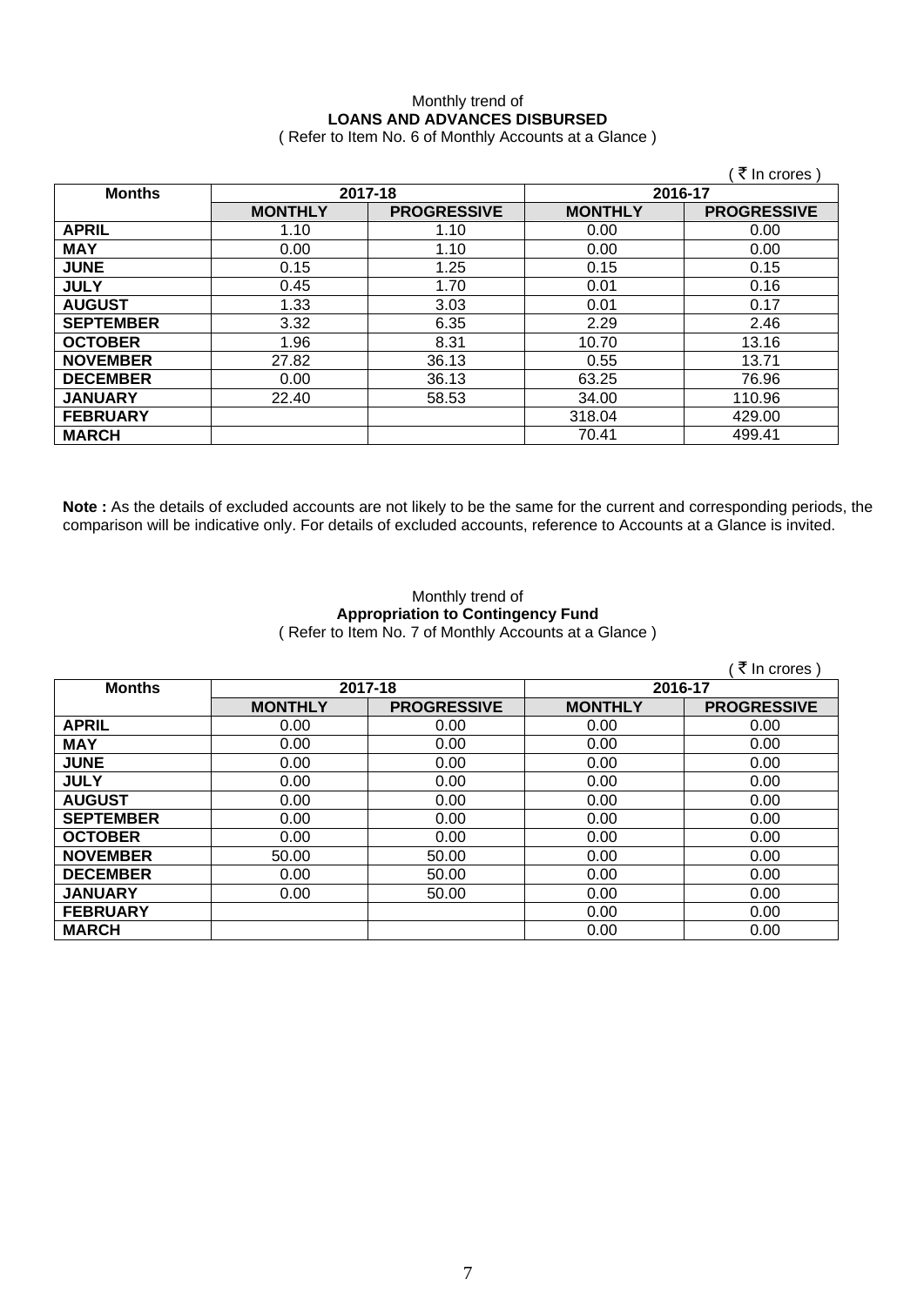Monthly trend of
**LOANS AND ADVANCES DISBURSED**
( Refer to Item No. 6 of Monthly Accounts at a Glance )

( ₹ In crores )

| Months | 2017-18 | | 2016-17 | |
|---|---|---|---|---|
| | **MONTHLY** | **PROGRESSIVE** | **MONTHLY** | **PROGRESSIVE** |
| **APRIL** | 1.10 | 1.10 | 0.00 | 0.00 |
| **MAY** | 0.00 | 1.10 | 0.00 | 0.00 |
| **JUNE** | 0.15 | 1.25 | 0.15 | 0.15 |
| **JULY** | 0.45 | 1.70 | 0.01 | 0.16 |
| **AUGUST** | 1.33 | 3.03 | 0.01 | 0.17 |
| **SEPTEMBER** | 3.32 | 6.35 | 2.29 | 2.46 |
| **OCTOBER** | 1.96 | 8.31 | 10.70 | 13.16 |
| **NOVEMBER** | 27.82 | 36.13 | 0.55 | 13.71 |
| **DECEMBER** | 0.00 | 36.13 | 63.25 | 76.96 |
| **JANUARY** | 22.40 | 58.53 | 34.00 | 110.96 |
| **FEBRUARY** | | | 318.04 | 429.00 |
| **MARCH** | | | 70.41 | 499.41 |

**Note :** As the details of excluded accounts are not likely to be the same for the current and corresponding periods, the comparison will be indicative only. For details of excluded accounts, reference to Accounts at a Glance is invited.

Monthly trend of
**Appropriation to Contingency Fund**
( Refer to Item No. 7 of Monthly Accounts at a Glance )

( ₹ In crores )

| Months | 2017-18 | | 2016-17 | |
|---|---|---|---|---|
| | **MONTHLY** | **PROGRESSIVE** | **MONTHLY** | **PROGRESSIVE** |
| **APRIL** | 0.00 | 0.00 | 0.00 | 0.00 |
| **MAY** | 0.00 | 0.00 | 0.00 | 0.00 |
| **JUNE** | 0.00 | 0.00 | 0.00 | 0.00 |
| **JULY** | 0.00 | 0.00 | 0.00 | 0.00 |
| **AUGUST** | 0.00 | 0.00 | 0.00 | 0.00 |
| **SEPTEMBER** | 0.00 | 0.00 | 0.00 | 0.00 |
| **OCTOBER** | 0.00 | 0.00 | 0.00 | 0.00 |
| **NOVEMBER** | 50.00 | 50.00 | 0.00 | 0.00 |
| **DECEMBER** | 0.00 | 50.00 | 0.00 | 0.00 |
| **JANUARY** | 0.00 | 50.00 | 0.00 | 0.00 |
| **FEBRUARY** | | | 0.00 | 0.00 |
| **MARCH** | | | 0.00 | 0.00 |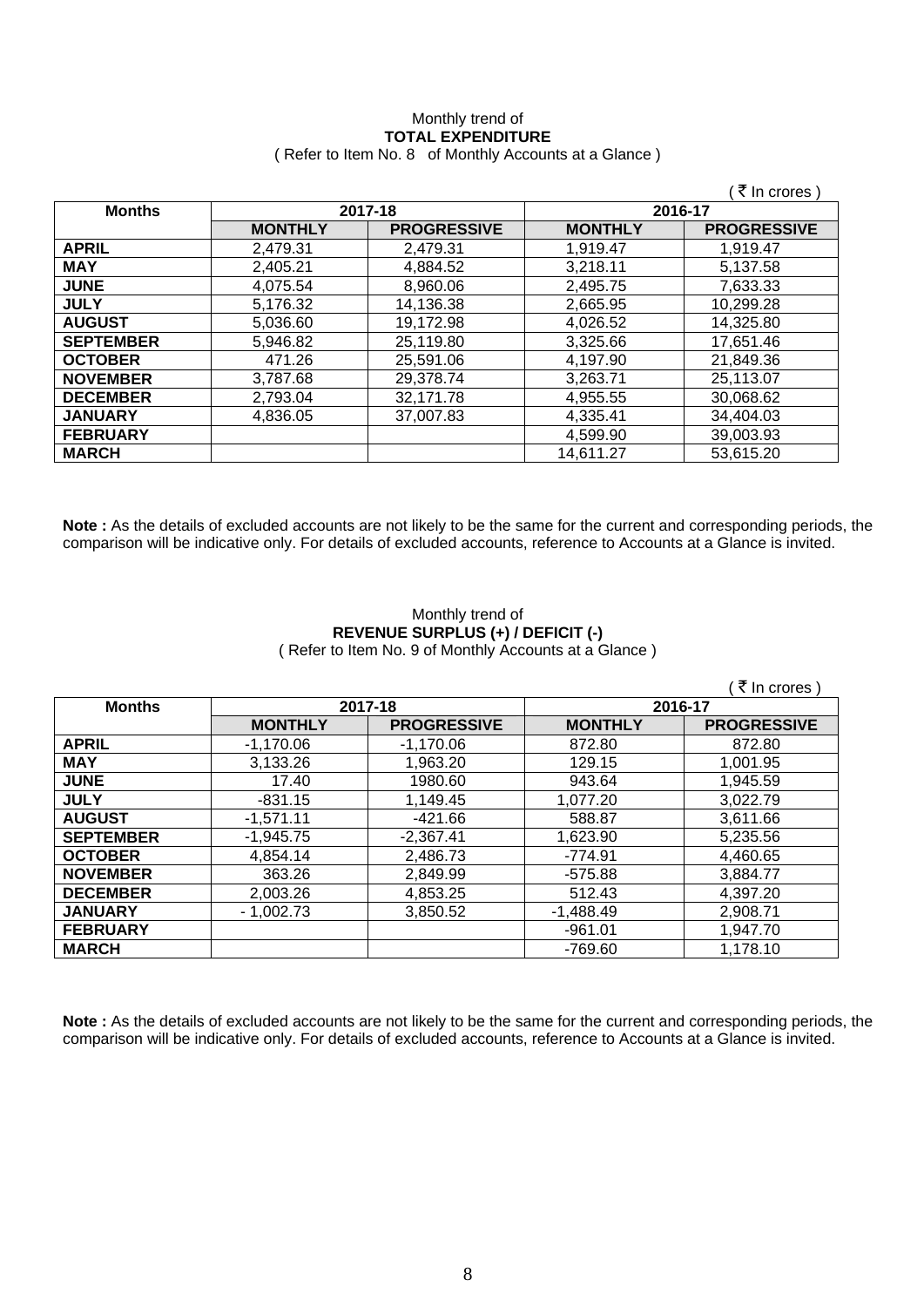Monthly trend of

**TOTAL EXPENDITURE**

( Refer to Item No. 8 of Monthly Accounts at a Glance )

( ₹ In crores )

| Months | 2017-18 | | 2016-17 | |
|---|---|---|---|---|
| | **MONTHLY** | **PROGRESSIVE** | **MONTHLY** | **PROGRESSIVE** |
| **APRIL** | 2,479.31 | 2,479.31 | 1,919.47 | 1,919.47 |
| **MAY** | 2,405.21 | 4,884.52 | 3,218.11 | 5,137.58 |
| **JUNE** | 4,075.54 | 8,960.06 | 2,495.75 | 7,633.33 |
| **JULY** | 5,176.32 | 14,136.38 | 2,665.95 | 10,299.28 |
| **AUGUST** | 5,036.60 | 19,172.98 | 4,026.52 | 14,325.80 |
| **SEPTEMBER** | 5,946.82 | 25,119.80 | 3,325.66 | 17,651.46 |
| **OCTOBER** | 471.26 | 25,591.06 | 4,197.90 | 21,849.36 |
| **NOVEMBER** | 3,787.68 | 29,378.74 | 3,263.71 | 25,113.07 |
| **DECEMBER** | 2,793.04 | 32,171.78 | 4,955.55 | 30,068.62 |
| **JANUARY** | 4,836.05 | 37,007.83 | 4,335.41 | 34,404.03 |
| **FEBRUARY** | | | 4,599.90 | 39,003.93 |
| **MARCH** | | | 14,611.27 | 53,615.20 |

**Note :** As the details of excluded accounts are not likely to be the same for the current and corresponding periods, the comparison will be indicative only. For details of excluded accounts, reference to Accounts at a Glance is invited.

Monthly trend of

**REVENUE SURPLUS (+) / DEFICIT (-)**

( Refer to Item No. 9 of Monthly Accounts at a Glance )

( ₹ In crores )

| Months | 2017-18 | | 2016-17 | |
|---|---|---|---|---|
| | **MONTHLY** | **PROGRESSIVE** | **MONTHLY** | **PROGRESSIVE** |
| **APRIL** | -1,170.06 | -1,170.06 | 872.80 | 872.80 |
| **MAY** | 3,133.26 | 1,963.20 | 129.15 | 1,001.95 |
| **JUNE** | 17.40 | 1980.60 | 943.64 | 1,945.59 |
| **JULY** | -831.15 | 1,149.45 | 1,077.20 | 3,022.79 |
| **AUGUST** | -1,571.11 | -421.66 | 588.87 | 3,611.66 |
| **SEPTEMBER** | -1,945.75 | -2,367.41 | 1,623.90 | 5,235.56 |
| **OCTOBER** | 4,854.14 | 2,486.73 | -774.91 | 4,460.65 |
| **NOVEMBER** | 363.26 | 2,849.99 | -575.88 | 3,884.77 |
| **DECEMBER** | 2,003.26 | 4,853.25 | 512.43 | 4,397.20 |
| **JANUARY** | - 1,002.73 | 3,850.52 | -1,488.49 | 2,908.71 |
| **FEBRUARY** | | | -961.01 | 1,947.70 |
| **MARCH** | | | -769.60 | 1,178.10 |

**Note :** As the details of excluded accounts are not likely to be the same for the current and corresponding periods, the comparison will be indicative only. For details of excluded accounts, reference to Accounts at a Glance is invited.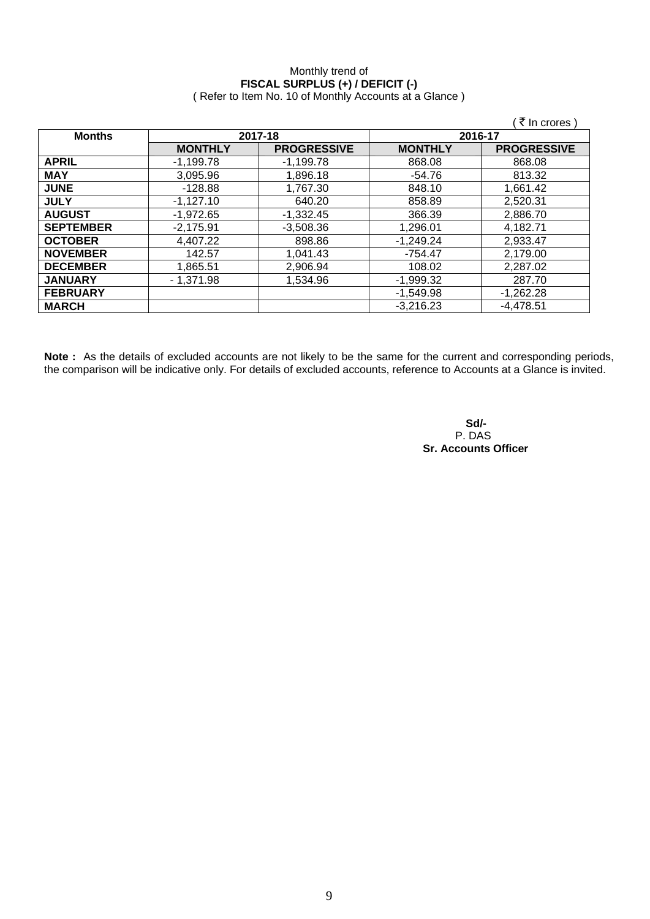Monthly trend of

**FISCAL SURPLUS (+) / DEFICIT (-)**

( Refer to Item No. 10 of Monthly Accounts at a Glance )

( ₹ In crores )

| Months | 2017-18 | | 2016-17 | |
|---|---|---|---|---|
| | **MONTHLY** | **PROGRESSIVE** | **MONTHLY** | **PROGRESSIVE** |
| **APRIL** | -1,199.78 | -1,199.78 | 868.08 | 868.08 |
| **MAY** | 3,095.96 | 1,896.18 | -54.76 | 813.32 |
| **JUNE** | -128.88 | 1,767.30 | 848.10 | 1,661.42 |
| **JULY** | -1,127.10 | 640.20 | 858.89 | 2,520.31 |
| **AUGUST** | -1,972.65 | -1,332.45 | 366.39 | 2,886.70 |
| **SEPTEMBER** | -2,175.91 | -3,508.36 | 1,296.01 | 4,182.71 |
| **OCTOBER** | 4,407.22 | 898.86 | -1,249.24 | 2,933.47 |
| **NOVEMBER** | 142.57 | 1,041.43 | -754.47 | 2,179.00 |
| **DECEMBER** | 1,865.51 | 2,906.94 | 108.02 | 2,287.02 |
| **JANUARY** | - 1,371.98 | 1,534.96 | -1,999.32 | 287.70 |
| **FEBRUARY** | | | -1,549.98 | -1,262.28 |
| **MARCH** | | | -3,216.23 | -4,478.51 |

**Note :** As the details of excluded accounts are not likely to be the same for the current and corresponding periods, the comparison will be indicative only. For details of excluded accounts, reference to Accounts at a Glance is invited.

**Sd/-**
P. DAS
**Sr. Accounts Officer**